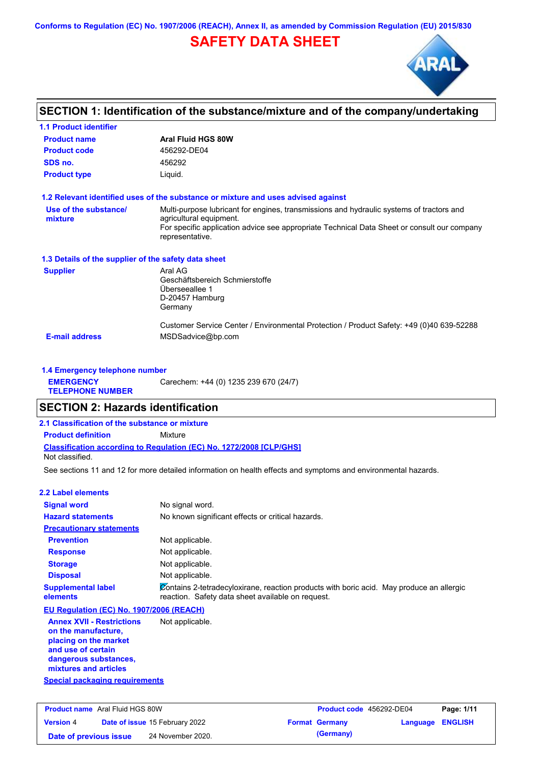Conforms to Regulation (EC) No. 1907/2006 (REACH), Annex II, as amended by Commission Regulation (EU) 2015/830

# SAFETY DATA SHEET

## SECTION 1: Identification of the substance/mixture and of the company/undertaking

### 1.1 Product identifier

| | |
|---|---|
| **Product name** | **Aral Fluid HGS 80W** |
| **Product code** | 456292-DE04 |
| **SDS no.** | 456292 |
| **Product type** | Liquid. |

### 1.2 Relevant identified uses of the substance or mixture and uses advised against

| | |
|---|---|
| **Use of the substance/ mixture** | Multi-purpose lubricant for engines, transmissions and hydraulic systems of tractors and agricultural equipment.<br>For specific application advice see appropriate Technical Data Sheet or consult our company representative. |

### 1.3 Details of the supplier of the safety data sheet

| | |
|---|---|
| **Supplier** | Aral AG<br>Geschäftsbereich Schmierstoffe<br>Überseeallee 1<br>D-20457 Hamburg<br>Germany<br><br>Customer Service Center / Environmental Protection / Product Safety: +49 (0)40 639-52288 |
| **E-mail address** | MSDSadvice@bp.com |

### 1.4 Emergency telephone number

| | |
|---|---|
| **EMERGENCY TELEPHONE NUMBER** | Carechem: +44 (0) 1235 239 670 (24/7) |

## SECTION 2: Hazards identification

### 2.1 Classification of the substance or mixture

| | |
|---|---|
| **Product definition** | Mixture |

**Classification according to Regulation (EC) No. 1272/2008 [CLP/GHS]**

Not classified.

See sections 11 and 12 for more detailed information on health effects and symptoms and environmental hazards.

### 2.2 Label elements

| | |
|---|---|
| **Signal word** | No signal word. |
| **Hazard statements** | No known significant effects or critical hazards. |
| **Precautionary statements** | |
| **Prevention** | Not applicable. |
| **Response** | Not applicable. |
| **Storage** | Not applicable. |
| **Disposal** | Not applicable. |
| **Supplemental label elements** | Contains 2-tetradecyloxirane, reaction products with boric acid. May produce an allergic reaction. Safety data sheet available on request. |

**EU Regulation (EC) No. 1907/2006 (REACH)**

| | |
|---|---|
| **Annex XVII - Restrictions on the manufacture, placing on the market and use of certain dangerous substances, mixtures and articles** | Not applicable. |

**Special packaging requirements**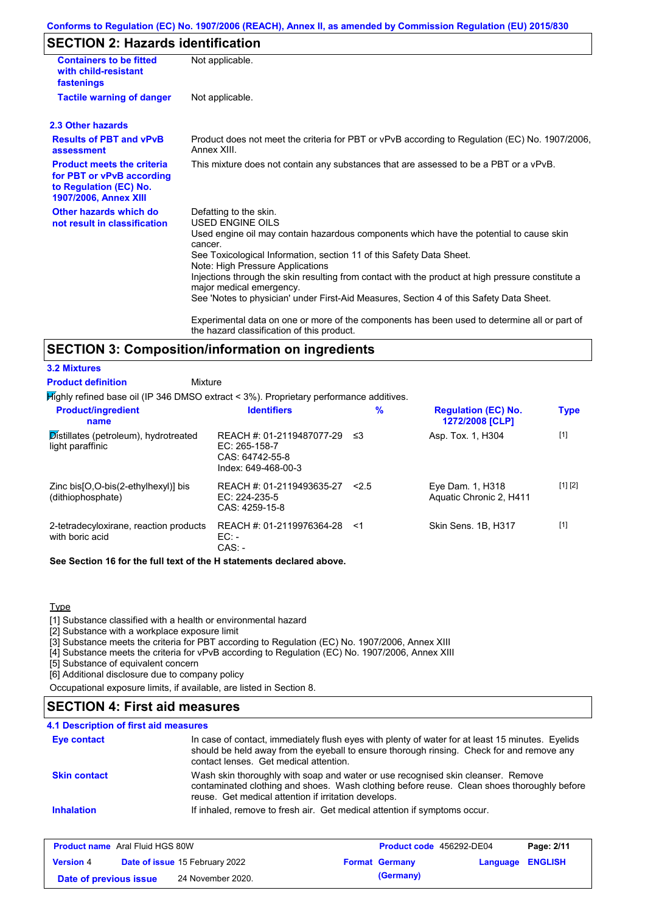Conforms to Regulation (EC) No. 1907/2006 (REACH), Annex II, as amended by Commission Regulation (EU) 2015/830

## SECTION 2: Hazards identification

| | |
|---|---|
| **Containers to be fitted with child-resistant fastenings** | Not applicable. |
| **Tactile warning of danger** | Not applicable. |

### 2.3 Other hazards

| | |
|---|---|
| **Results of PBT and vPvB assessment** | Product does not meet the criteria for PBT or vPvB according to Regulation (EC) No. 1907/2006, Annex XIII. |
| **Product meets the criteria for PBT or vPvB according to Regulation (EC) No. 1907/2006, Annex XIII** | This mixture does not contain any substances that are assessed to be a PBT or a vPvB. |
| **Other hazards which do not result in classification** | Defatting to the skin.<br>USED ENGINE OILS<br>Used engine oil may contain hazardous components which have the potential to cause skin cancer.<br>See Toxicological Information, section 11 of this Safety Data Sheet.<br>Note: High Pressure Applications<br>Injections through the skin resulting from contact with the product at high pressure constitute a major medical emergency.<br>See 'Notes to physician' under First-Aid Measures, Section 4 of this Safety Data Sheet.<br><br>Experimental data on one or more of the components has been used to determine all or part of the hazard classification of this product. |

## SECTION 3: Composition/information on ingredients

### 3.2 Mixtures

**Product definition** Mixture

Highly refined base oil (IP 346 DMSO extract < 3%). Proprietary performance additives.

| Product/ingredient name | Identifiers | % | Regulation (EC) No. 1272/2008 [CLP] | Type |
|---|---|---|---|---|
| Distillates (petroleum), hydrotreated light paraffinic | REACH #: 01-2119487077-29<br>EC: 265-158-7<br>CAS: 64742-55-8<br>Index: 649-468-00-3 | ≤3 | Asp. Tox. 1, H304 | [1] |
| Zinc bis[O,O-bis(2-ethylhexyl)] bis (dithiophosphate) | REACH #: 01-2119493635-27<br>EC: 224-235-5<br>CAS: 4259-15-8 | <2.5 | Eye Dam. 1, H318<br>Aquatic Chronic 2, H411 | [1] [2] |
| 2-tetradecyloxirane, reaction products with boric acid | REACH #: 01-2119976364-28<br>EC: -<br>CAS: - | <1 | Skin Sens. 1B, H317 | [1] |

**See Section 16 for the full text of the H statements declared above.**

Type

[1] Substance classified with a health or environmental hazard
[2] Substance with a workplace exposure limit
[3] Substance meets the criteria for PBT according to Regulation (EC) No. 1907/2006, Annex XIII
[4] Substance meets the criteria for vPvB according to Regulation (EC) No. 1907/2006, Annex XIII
[5] Substance of equivalent concern
[6] Additional disclosure due to company policy

Occupational exposure limits, if available, are listed in Section 8.

## SECTION 4: First aid measures

### 4.1 Description of first aid measures

| | |
|---|---|
| **Eye contact** | In case of contact, immediately flush eyes with plenty of water for at least 15 minutes. Eyelids should be held away from the eyeball to ensure thorough rinsing. Check for and remove any contact lenses. Get medical attention. |
| **Skin contact** | Wash skin thoroughly with soap and water or use recognised skin cleanser. Remove contaminated clothing and shoes. Wash clothing before reuse. Clean shoes thoroughly before reuse. Get medical attention if irritation develops. |
| **Inhalation** | If inhaled, remove to fresh air. Get medical attention if symptoms occur. |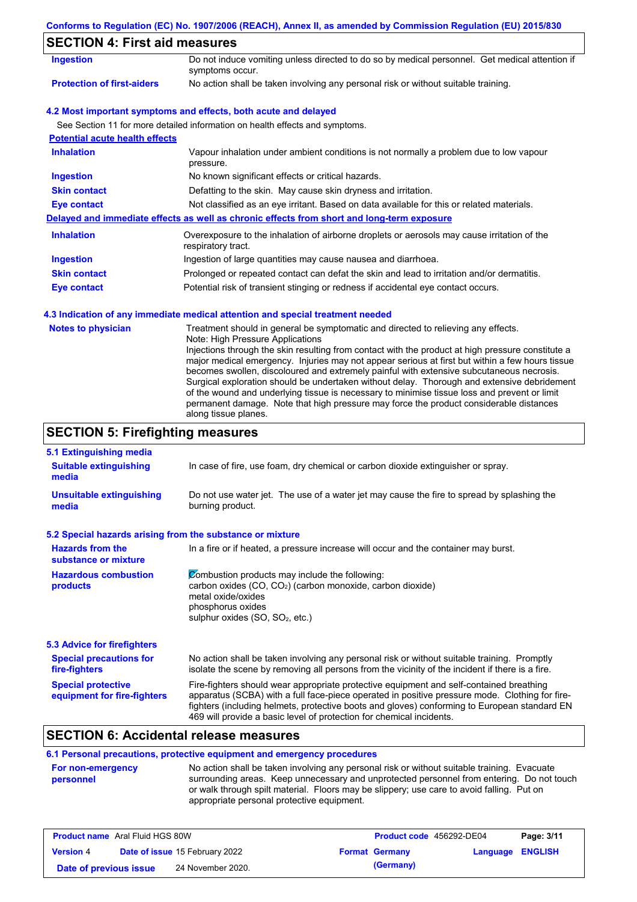## SECTION 4: First aid measures

**Ingestion** — Do not induce vomiting unless directed to do so by medical personnel. Get medical attention if symptoms occur.

**Protection of first-aiders** — No action shall be taken involving any personal risk or without suitable training.

### 4.2 Most important symptoms and effects, both acute and delayed

See Section 11 for more detailed information on health effects and symptoms.

**Potential acute health effects**

**Inhalation** — Vapour inhalation under ambient conditions is not normally a problem due to low vapour pressure.

**Ingestion** — No known significant effects or critical hazards.

**Skin contact** — Defatting to the skin. May cause skin dryness and irritation.

**Eye contact** — Not classified as an eye irritant. Based on data available for this or related materials.

**Delayed and immediate effects as well as chronic effects from short and long-term exposure**

**Inhalation** — Overexposure to the inhalation of airborne droplets or aerosols may cause irritation of the respiratory tract.

**Ingestion** — Ingestion of large quantities may cause nausea and diarrhoea.

**Skin contact** — Prolonged or repeated contact can defat the skin and lead to irritation and/or dermatitis.

**Eye contact** — Potential risk of transient stinging or redness if accidental eye contact occurs.

### 4.3 Indication of any immediate medical attention and special treatment needed

**Notes to physician** — Treatment should in general be symptomatic and directed to relieving any effects.
Note: High Pressure Applications
Injections through the skin resulting from contact with the product at high pressure constitute a major medical emergency. Injuries may not appear serious at first but within a few hours tissue becomes swollen, discoloured and extremely painful with extensive subcutaneous necrosis. Surgical exploration should be undertaken without delay. Thorough and extensive debridement of the wound and underlying tissue is necessary to minimise tissue loss and prevent or limit permanent damage. Note that high pressure may force the product considerable distances along tissue planes.

## SECTION 5: Firefighting measures

### 5.1 Extinguishing media

**Suitable extinguishing media** — In case of fire, use foam, dry chemical or carbon dioxide extinguisher or spray.

**Unsuitable extinguishing media** — Do not use water jet. The use of a water jet may cause the fire to spread by splashing the burning product.

### 5.2 Special hazards arising from the substance or mixture

**Hazards from the substance or mixture** — In a fire or if heated, a pressure increase will occur and the container may burst.

**Hazardous combustion products** — Combustion products may include the following:
carbon oxides (CO, $CO_2$) (carbon monoxide, carbon dioxide)
metal oxide/oxides
phosphorus oxides
sulphur oxides (SO, $SO_2$, etc.)

### 5.3 Advice for firefighters

**Special precautions for fire-fighters** — No action shall be taken involving any personal risk or without suitable training. Promptly isolate the scene by removing all persons from the vicinity of the incident if there is a fire.

**Special protective equipment for fire-fighters** — Fire-fighters should wear appropriate protective equipment and self-contained breathing apparatus (SCBA) with a full face-piece operated in positive pressure mode. Clothing for fire-fighters (including helmets, protective boots and gloves) conforming to European standard EN 469 will provide a basic level of protection for chemical incidents.

## SECTION 6: Accidental release measures

### 6.1 Personal precautions, protective equipment and emergency procedures

**For non-emergency personnel** — No action shall be taken involving any personal risk or without suitable training. Evacuate surrounding areas. Keep unnecessary and unprotected personnel from entering. Do not touch or walk through spilt material. Floors may be slippery; use care to avoid falling. Put on appropriate personal protective equipment.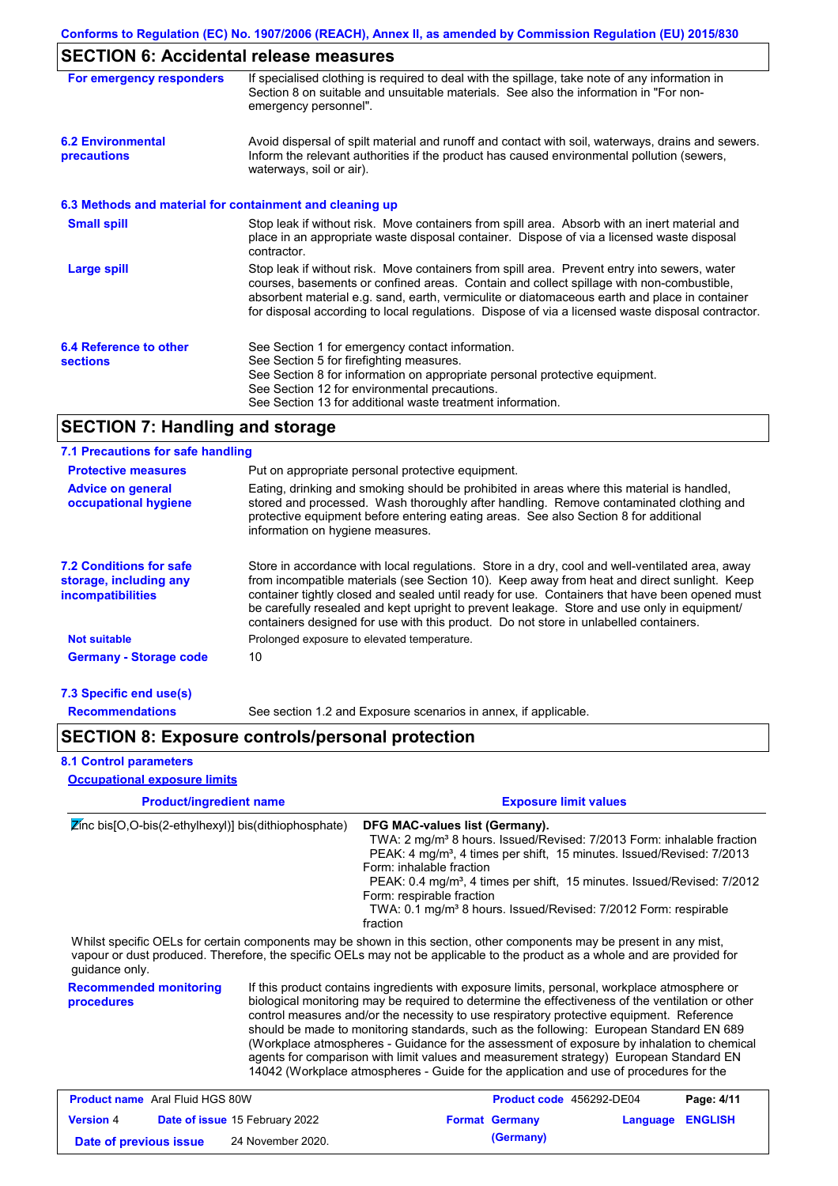## SECTION 6: Accidental release measures

**For emergency responders**

If specialised clothing is required to deal with the spillage, take note of any information in Section 8 on suitable and unsuitable materials. See also the information in "For non-emergency personnel".

**6.2 Environmental precautions**

Avoid dispersal of spilt material and runoff and contact with soil, waterways, drains and sewers. Inform the relevant authorities if the product has caused environmental pollution (sewers, waterways, soil or air).

### 6.3 Methods and material for containment and cleaning up

**Small spill**

Stop leak if without risk. Move containers from spill area. Absorb with an inert material and place in an appropriate waste disposal container. Dispose of via a licensed waste disposal contractor.

**Large spill**

Stop leak if without risk. Move containers from spill area. Prevent entry into sewers, water courses, basements or confined areas. Contain and collect spillage with non-combustible, absorbent material e.g. sand, earth, vermiculite or diatomaceous earth and place in container for disposal according to local regulations. Dispose of via a licensed waste disposal contractor.

**6.4 Reference to other sections**

See Section 1 for emergency contact information.
See Section 5 for firefighting measures.
See Section 8 for information on appropriate personal protective equipment.
See Section 12 for environmental precautions.
See Section 13 for additional waste treatment information.

## SECTION 7: Handling and storage

### 7.1 Precautions for safe handling

**Protective measures**

Put on appropriate personal protective equipment.

**Advice on general occupational hygiene**

Eating, drinking and smoking should be prohibited in areas where this material is handled, stored and processed. Wash thoroughly after handling. Remove contaminated clothing and protective equipment before entering eating areas. See also Section 8 for additional information on hygiene measures.

**7.2 Conditions for safe storage, including any incompatibilities**

Store in accordance with local regulations. Store in a dry, cool and well-ventilated area, away from incompatible materials (see Section 10). Keep away from heat and direct sunlight. Keep container tightly closed and sealed until ready for use. Containers that have been opened must be carefully resealed and kept upright to prevent leakage. Store and use only in equipment/ containers designed for use with this product. Do not store in unlabelled containers.

**Not suitable**

Prolonged exposure to elevated temperature.

**Germany - Storage code**

10

### 7.3 Specific end use(s)

**Recommendations**

See section 1.2 and Exposure scenarios in annex, if applicable.

## SECTION 8: Exposure controls/personal protection

### 8.1 Control parameters

**Occupational exposure limits**

| Product/ingredient name | Exposure limit values |
|---|---|
| Zinc bis[O,O-bis(2-ethylhexyl)] bis(dithiophosphate) | **DFG MAC-values list (Germany).**<br>TWA: 2 mg/m³ 8 hours. Issued/Revised: 7/2013 Form: inhalable fraction<br>PEAK: 4 mg/m³, 4 times per shift, 15 minutes. Issued/Revised: 7/2013 Form: inhalable fraction<br>PEAK: 0.4 mg/m³, 4 times per shift, 15 minutes. Issued/Revised: 7/2012 Form: respirable fraction<br>TWA: 0.1 mg/m³ 8 hours. Issued/Revised: 7/2012 Form: respirable fraction |

Whilst specific OELs for certain components may be shown in this section, other components may be present in any mist, vapour or dust produced. Therefore, the specific OELs may not be applicable to the product as a whole and are provided for guidance only.

**Recommended monitoring procedures**

If this product contains ingredients with exposure limits, personal, workplace atmosphere or biological monitoring may be required to determine the effectiveness of the ventilation or other control measures and/or the necessity to use respiratory protective equipment. Reference should be made to monitoring standards, such as the following: European Standard EN 689 (Workplace atmospheres - Guidance for the assessment of exposure by inhalation to chemical agents for comparison with limit values and measurement strategy) European Standard EN 14042 (Workplace atmospheres - Guide for the application and use of procedures for the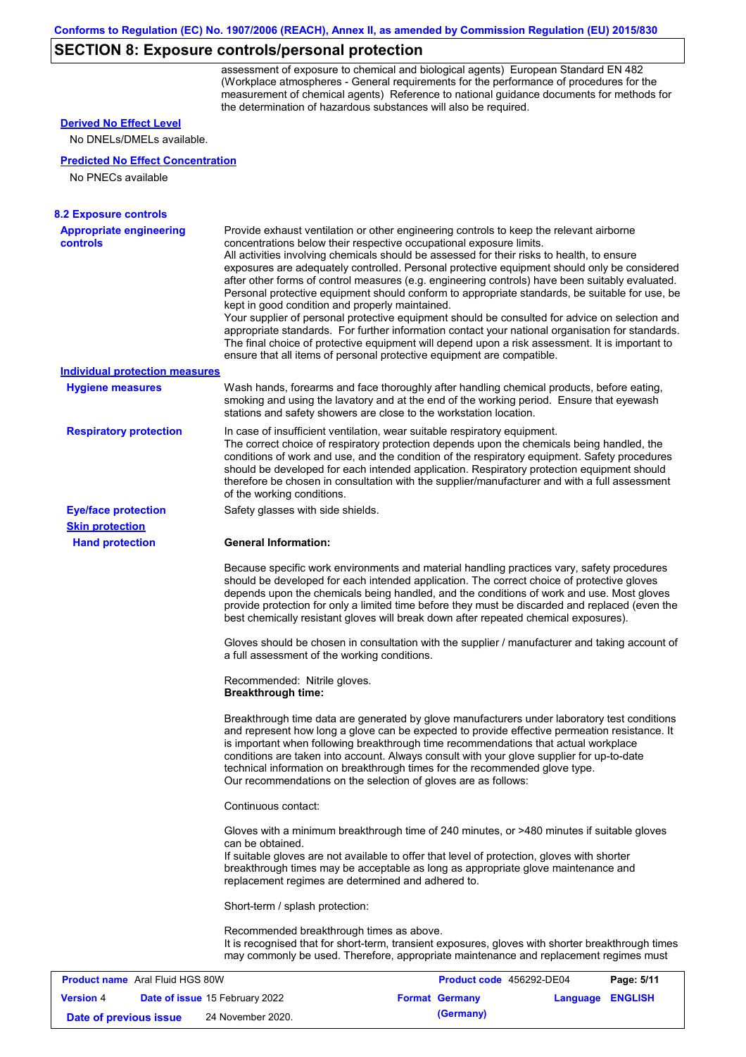## SECTION 8: Exposure controls/personal protection

assessment of exposure to chemical and biological agents) European Standard EN 482 (Workplace atmospheres - General requirements for the performance of procedures for the measurement of chemical agents) Reference to national guidance documents for methods for the determination of hazardous substances will also be required.

**Derived No Effect Level**

No DNELs/DMELs available.

**Predicted No Effect Concentration**

No PNECs available

### 8.2 Exposure controls

**Appropriate engineering controls**

Provide exhaust ventilation or other engineering controls to keep the relevant airborne concentrations below their respective occupational exposure limits.
All activities involving chemicals should be assessed for their risks to health, to ensure exposures are adequately controlled. Personal protective equipment should only be considered after other forms of control measures (e.g. engineering controls) have been suitably evaluated. Personal protective equipment should conform to appropriate standards, be suitable for use, be kept in good condition and properly maintained.
Your supplier of personal protective equipment should be consulted for advice on selection and appropriate standards. For further information contact your national organisation for standards. The final choice of protective equipment will depend upon a risk assessment. It is important to ensure that all items of personal protective equipment are compatible.

**Individual protection measures**

**Hygiene measures**

Wash hands, forearms and face thoroughly after handling chemical products, before eating, smoking and using the lavatory and at the end of the working period. Ensure that eyewash stations and safety showers are close to the workstation location.

**Respiratory protection**

In case of insufficient ventilation, wear suitable respiratory equipment.
The correct choice of respiratory protection depends upon the chemicals being handled, the conditions of work and use, and the condition of the respiratory equipment. Safety procedures should be developed for each intended application. Respiratory protection equipment should therefore be chosen in consultation with the supplier/manufacturer and with a full assessment of the working conditions.

**Eye/face protection**

Safety glasses with side shields.

**Skin protection**

**Hand protection**

**General Information:**

Because specific work environments and material handling practices vary, safety procedures should be developed for each intended application. The correct choice of protective gloves depends upon the chemicals being handled, and the conditions of work and use. Most gloves provide protection for only a limited time before they must be discarded and replaced (even the best chemically resistant gloves will break down after repeated chemical exposures).

Gloves should be chosen in consultation with the supplier / manufacturer and taking account of a full assessment of the working conditions.

Recommended: Nitrile gloves.
**Breakthrough time:**

Breakthrough time data are generated by glove manufacturers under laboratory test conditions and represent how long a glove can be expected to provide effective permeation resistance. It is important when following breakthrough time recommendations that actual workplace conditions are taken into account. Always consult with your glove supplier for up-to-date technical information on breakthrough times for the recommended glove type.
Our recommendations on the selection of gloves are as follows:

Continuous contact:

Gloves with a minimum breakthrough time of 240 minutes, or >480 minutes if suitable gloves can be obtained.
If suitable gloves are not available to offer that level of protection, gloves with shorter breakthrough times may be acceptable as long as appropriate glove maintenance and replacement regimes are determined and adhered to.

Short-term / splash protection:

Recommended breakthrough times as above.
It is recognised that for short-term, transient exposures, gloves with shorter breakthrough times may commonly be used. Therefore, appropriate maintenance and replacement regimes must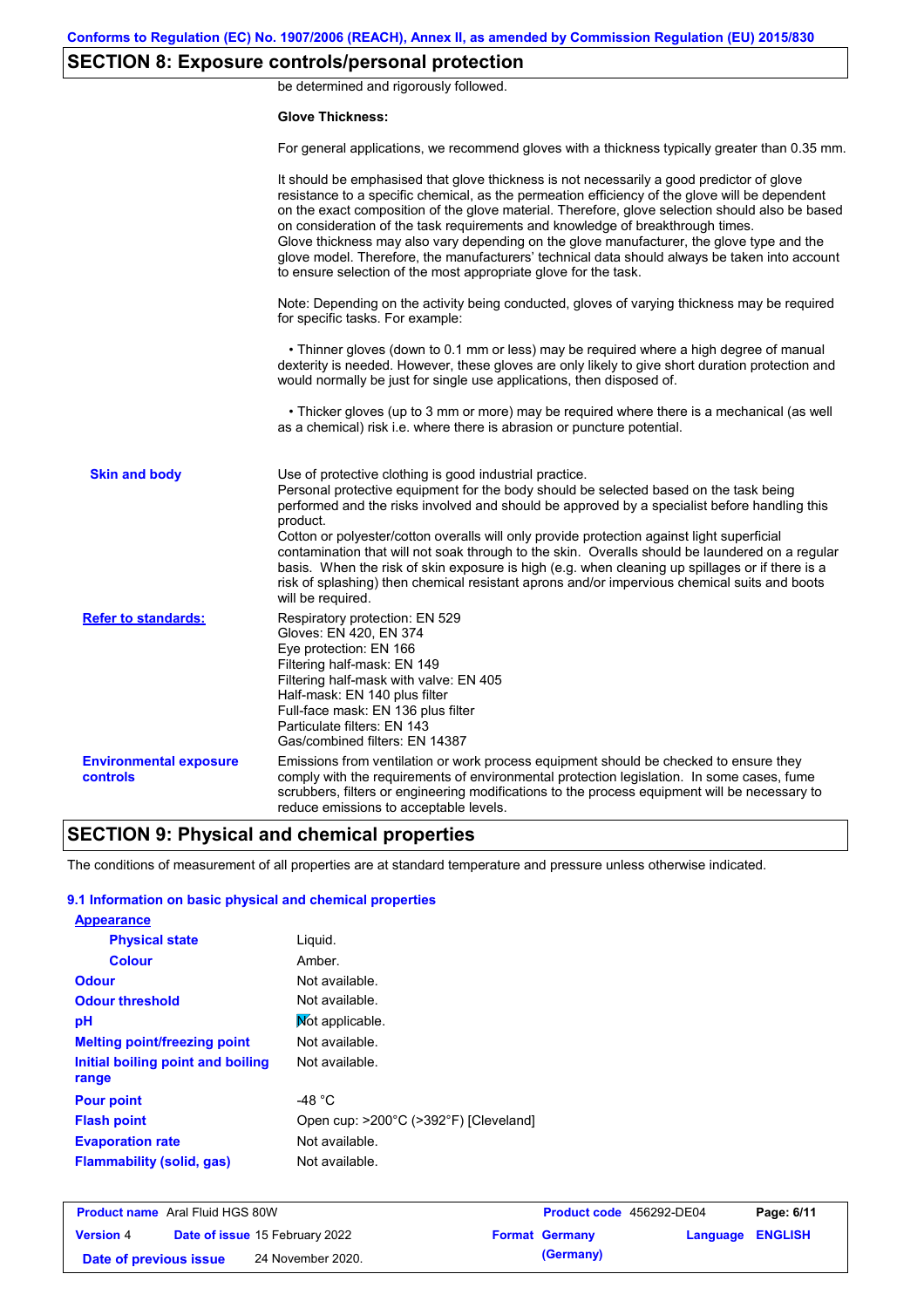## SECTION 8: Exposure controls/personal protection

be determined and rigorously followed.

**Glove Thickness:**

For general applications, we recommend gloves with a thickness typically greater than 0.35 mm.

It should be emphasised that glove thickness is not necessarily a good predictor of glove resistance to a specific chemical, as the permeation efficiency of the glove will be dependent on the exact composition of the glove material. Therefore, glove selection should also be based on consideration of the task requirements and knowledge of breakthrough times.
Glove thickness may also vary depending on the glove manufacturer, the glove type and the glove model. Therefore, the manufacturers' technical data should always be taken into account to ensure selection of the most appropriate glove for the task.

Note: Depending on the activity being conducted, gloves of varying thickness may be required for specific tasks. For example:

• Thinner gloves (down to 0.1 mm or less) may be required where a high degree of manual dexterity is needed. However, these gloves are only likely to give short duration protection and would normally be just for single use applications, then disposed of.

• Thicker gloves (up to 3 mm or more) may be required where there is a mechanical (as well as a chemical) risk i.e. where there is abrasion or puncture potential.

**Skin and body**

Use of protective clothing is good industrial practice.
Personal protective equipment for the body should be selected based on the task being performed and the risks involved and should be approved by a specialist before handling this product.
Cotton or polyester/cotton overalls will only provide protection against light superficial contamination that will not soak through to the skin. Overalls should be laundered on a regular basis. When the risk of skin exposure is high (e.g. when cleaning up spillages or if there is a risk of splashing) then chemical resistant aprons and/or impervious chemical suits and boots will be required.

**Refer to standards:**

Respiratory protection: EN 529
Gloves: EN 420, EN 374
Eye protection: EN 166
Filtering half-mask: EN 149
Filtering half-mask with valve: EN 405
Half-mask: EN 140 plus filter
Full-face mask: EN 136 plus filter
Particulate filters: EN 143
Gas/combined filters: EN 14387

**Environmental exposure controls**

Emissions from ventilation or work process equipment should be checked to ensure they comply with the requirements of environmental protection legislation. In some cases, fume scrubbers, filters or engineering modifications to the process equipment will be necessary to reduce emissions to acceptable levels.

## SECTION 9: Physical and chemical properties

The conditions of measurement of all properties are at standard temperature and pressure unless otherwise indicated.

### 9.1 Information on basic physical and chemical properties

| **Appearance** | |
|---|---|
| **Physical state** | Liquid. |
| **Colour** | Amber. |
| **Odour** | Not available. |
| **Odour threshold** | Not available. |
| **pH** | Not applicable. |
| **Melting point/freezing point** | Not available. |
| **Initial boiling point and boiling range** | Not available. |
| **Pour point** | -48 °C |
| **Flash point** | Open cup: >200°C (>392°F) [Cleveland] |
| **Evaporation rate** | Not available. |
| **Flammability (solid, gas)** | Not available. |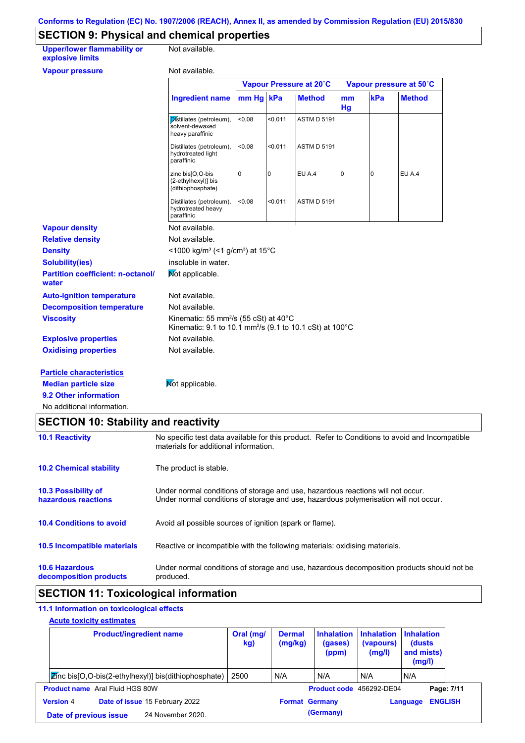Conforms to Regulation (EC) No. 1907/2006 (REACH), Annex II, as amended by Commission Regulation (EU) 2015/830

## SECTION 9: Physical and chemical properties

**Upper/lower flammability or explosive limits** Not available.

**Vapour pressure** Not available.

| Ingredient name | Vapour Pressure at 20˚C | | | Vapour pressure at 50˚C | | |
|---|---|---|---|---|---|---|
| | mm Hg | kPa | Method | mm Hg | kPa | Method |
| Distillates (petroleum), solvent-dewaxed heavy paraffinic | <0.08 | <0.011 | ASTM D 5191 | | | |
| Distillates (petroleum), hydrotreated light paraffinic | <0.08 | <0.011 | ASTM D 5191 | | | |
| zinc bis[O,O-bis (2-ethylhexyl)] bis (dithiophosphate) | 0 | 0 | EU A.4 | 0 | 0 | EU A.4 |
| Distillates (petroleum), hydrotreated heavy paraffinic | <0.08 | <0.011 | ASTM D 5191 | | | |

**Vapour density** Not available.

**Relative density** Not available.

**Density** <1000 kg/m³ (<1 g/cm³) at 15°C

**Solubility(ies)** insoluble in water.

**Partition coefficient: n-octanol/water** Not applicable.

**Auto-ignition temperature** Not available.

**Decomposition temperature** Not available.

**Viscosity** Kinematic: 55 mm²/s (55 cSt) at 40°C
Kinematic: 9.1 to 10.1 mm²/s (9.1 to 10.1 cSt) at 100°C

**Explosive properties** Not available.

**Oxidising properties** Not available.

**Particle characteristics**

**Median particle size** Not applicable.

**9.2 Other information**

No additional information.

## SECTION 10: Stability and reactivity

**10.1 Reactivity** No specific test data available for this product. Refer to Conditions to avoid and Incompatible materials for additional information.

**10.2 Chemical stability** The product is stable.

**10.3 Possibility of hazardous reactions** Under normal conditions of storage and use, hazardous reactions will not occur.
Under normal conditions of storage and use, hazardous polymerisation will not occur.

**10.4 Conditions to avoid** Avoid all possible sources of ignition (spark or flame).

**10.5 Incompatible materials** Reactive or incompatible with the following materials: oxidising materials.

**10.6 Hazardous decomposition products** Under normal conditions of storage and use, hazardous decomposition products should not be produced.

## SECTION 11: Toxicological information

**11.1 Information on toxicological effects**

**Acute toxicity estimates**

| Product/ingredient name | Oral (mg/kg) | Dermal (mg/kg) | Inhalation (gases) (ppm) | Inhalation (vapours) (mg/l) | Inhalation (dusts and mists) (mg/l) |
|---|---|---|---|---|---|
| Zinc bis[O,O-bis(2-ethylhexyl)] bis(dithiophosphate) | 2500 | N/A | N/A | N/A | N/A |

**Product name** Aral Fluid HGS 80W **Product code** 456292-DE04
**Version** 4 **Date of issue** 15 February 2022 **Format** Germany (Germany) **Language** ENGLISH
**Date of previous issue** 24 November 2020.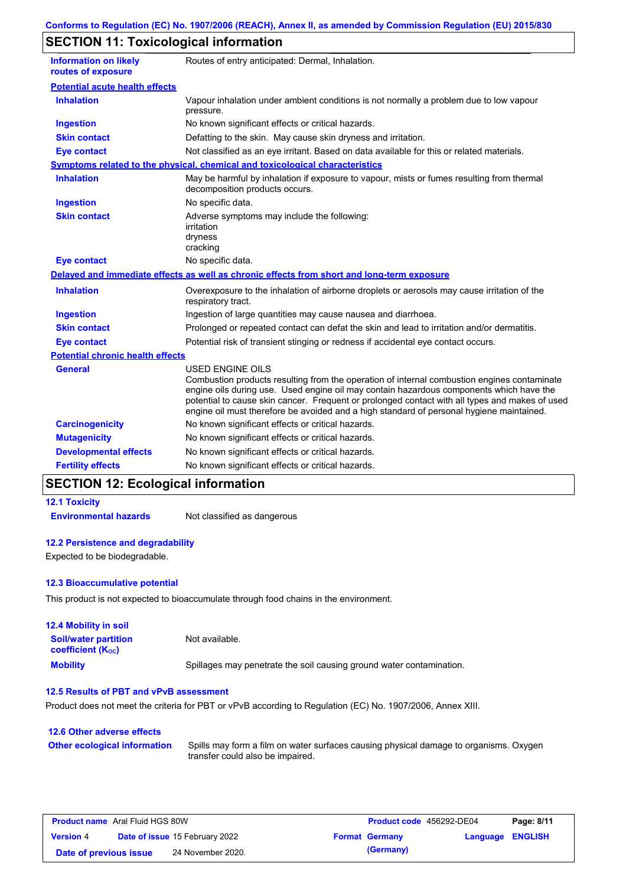## SECTION 11: Toxicological information

| | |
|---|---|
| **Information on likely routes of exposure** | Routes of entry anticipated: Dermal, Inhalation. |

**Potential acute health effects**

| | |
|---|---|
| **Inhalation** | Vapour inhalation under ambient conditions is not normally a problem due to low vapour pressure. |
| **Ingestion** | No known significant effects or critical hazards. |
| **Skin contact** | Defatting to the skin. May cause skin dryness and irritation. |
| **Eye contact** | Not classified as an eye irritant. Based on data available for this or related materials. |

**Symptoms related to the physical, chemical and toxicological characteristics**

| | |
|---|---|
| **Inhalation** | May be harmful by inhalation if exposure to vapour, mists or fumes resulting from thermal decomposition products occurs. |
| **Ingestion** | No specific data. |
| **Skin contact** | Adverse symptoms may include the following: irritation dryness cracking |
| **Eye contact** | No specific data. |

**Delayed and immediate effects as well as chronic effects from short and long-term exposure**

| | |
|---|---|
| **Inhalation** | Overexposure to the inhalation of airborne droplets or aerosols may cause irritation of the respiratory tract. |
| **Ingestion** | Ingestion of large quantities may cause nausea and diarrhoea. |
| **Skin contact** | Prolonged or repeated contact can defat the skin and lead to irritation and/or dermatitis. |
| **Eye contact** | Potential risk of transient stinging or redness if accidental eye contact occurs. |

**Potential chronic health effects**

| | |
|---|---|
| **General** | USED ENGINE OILS<br>Combustion products resulting from the operation of internal combustion engines contaminate engine oils during use. Used engine oil may contain hazardous components which have the potential to cause skin cancer. Frequent or prolonged contact with all types and makes of used engine oil must therefore be avoided and a high standard of personal hygiene maintained. |
| **Carcinogenicity** | No known significant effects or critical hazards. |
| **Mutagenicity** | No known significant effects or critical hazards. |
| **Developmental effects** | No known significant effects or critical hazards. |
| **Fertility effects** | No known significant effects or critical hazards. |

## SECTION 12: Ecological information

### 12.1 Toxicity

| | |
|---|---|
| **Environmental hazards** | Not classified as dangerous |

### 12.2 Persistence and degradability

Expected to be biodegradable.

### 12.3 Bioaccumulative potential

This product is not expected to bioaccumulate through food chains in the environment.

### 12.4 Mobility in soil

| | |
|---|---|
| **Soil/water partition coefficient ($K_{OC}$)** | Not available. |
| **Mobility** | Spillages may penetrate the soil causing ground water contamination. |

### 12.5 Results of PBT and vPvB assessment

Product does not meet the criteria for PBT or vPvB according to Regulation (EC) No. 1907/2006, Annex XIII.

### 12.6 Other adverse effects

| | |
|---|---|
| **Other ecological information** | Spills may form a film on water surfaces causing physical damage to organisms. Oxygen transfer could also be impaired. |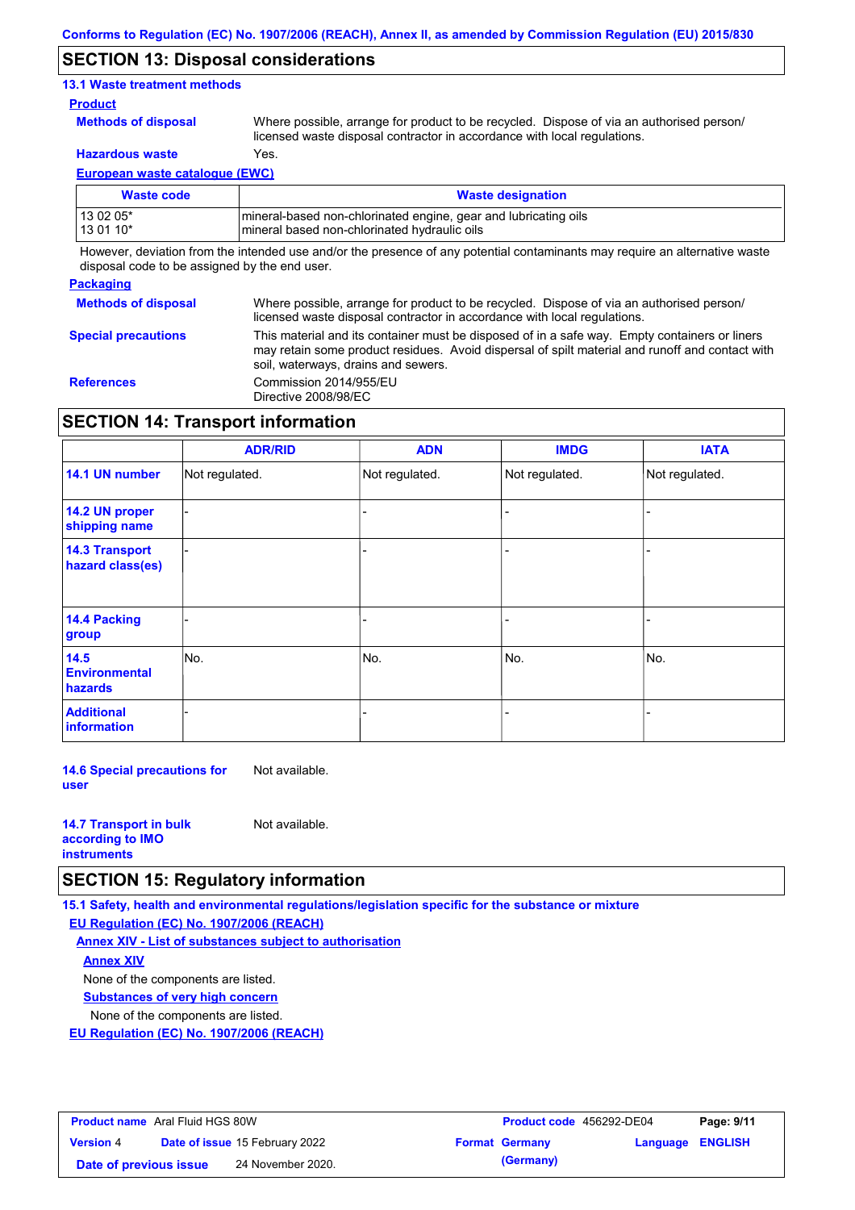## SECTION 13: Disposal considerations

### 13.1 Waste treatment methods

**Product**

**Methods of disposal** Where possible, arrange for product to be recycled. Dispose of via an authorised person/ licensed waste disposal contractor in accordance with local regulations.

**Hazardous waste** Yes.

**European waste catalogue (EWC)**

| Waste code | Waste designation |
|---|---|
| 13 02 05* | mineral-based non-chlorinated engine, gear and lubricating oils |
| 13 01 10* | mineral based non-chlorinated hydraulic oils |

However, deviation from the intended use and/or the presence of any potential contaminants may require an alternative waste disposal code to be assigned by the end user.

**Packaging**

**Methods of disposal** Where possible, arrange for product to be recycled. Dispose of via an authorised person/ licensed waste disposal contractor in accordance with local regulations.

**Special precautions** This material and its container must be disposed of in a safe way. Empty containers or liners may retain some product residues. Avoid dispersal of spilt material and runoff and contact with soil, waterways, drains and sewers.

**References** Commission 2014/955/EU
Directive 2008/98/EC

## SECTION 14: Transport information

| | ADR/RID | ADN | IMDG | IATA |
|---|---|---|---|---|
| 14.1 UN number | Not regulated. | Not regulated. | Not regulated. | Not regulated. |
| 14.2 UN proper shipping name | - | - | - | - |
| 14.3 Transport hazard class(es) | - | - | - | - |
| 14.4 Packing group | - | - | - | - |
| 14.5 Environmental hazards | No. | No. | No. | No. |
| Additional information | - | - | - | - |

**14.6 Special precautions for user** Not available.

**14.7 Transport in bulk according to IMO instruments** Not available.

## SECTION 15: Regulatory information

### 15.1 Safety, health and environmental regulations/legislation specific for the substance or mixture

**EU Regulation (EC) No. 1907/2006 (REACH)**

**Annex XIV - List of substances subject to authorisation**

**Annex XIV**

None of the components are listed.

**Substances of very high concern**

None of the components are listed.

**EU Regulation (EC) No. 1907/2006 (REACH)**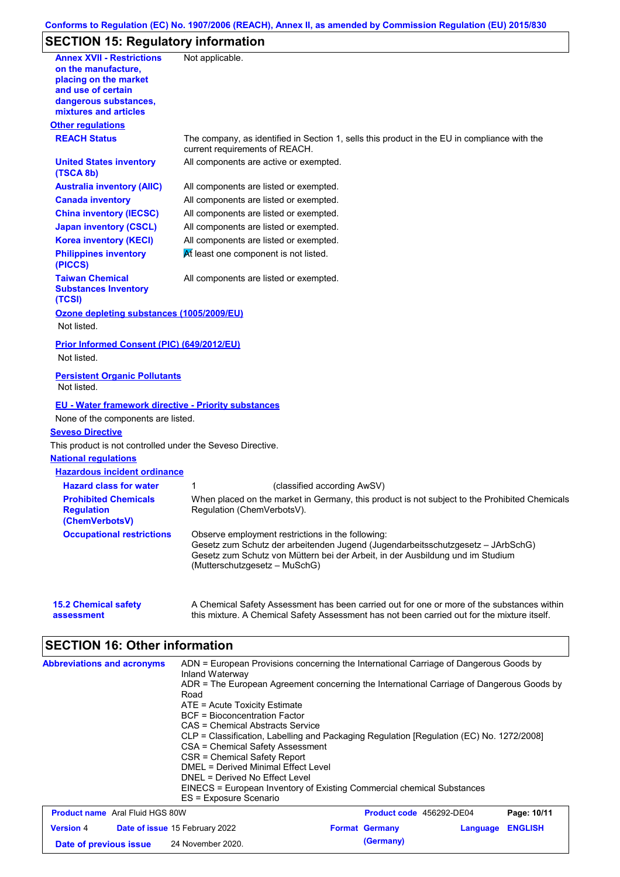## SECTION 15: Regulatory information

| | |
|---|---|
| **Annex XVII - Restrictions on the manufacture, placing on the market and use of certain dangerous substances, mixtures and articles** | Not applicable. |

**Other regulations**

| | |
|---|---|
| **REACH Status** | The company, as identified in Section 1, sells this product in the EU in compliance with the current requirements of REACH. |
| **United States inventory (TSCA 8b)** | All components are active or exempted. |
| **Australia inventory (AIIC)** | All components are listed or exempted. |
| **Canada inventory** | All components are listed or exempted. |
| **China inventory (IECSC)** | All components are listed or exempted. |
| **Japan inventory (CSCL)** | All components are listed or exempted. |
| **Korea inventory (KECI)** | All components are listed or exempted. |
| **Philippines inventory (PICCS)** | At least one component is not listed. |
| **Taiwan Chemical Substances Inventory (TCSI)** | All components are listed or exempted. |

**Ozone depleting substances (1005/2009/EU)**

Not listed.

**Prior Informed Consent (PIC) (649/2012/EU)**

Not listed.

**Persistent Organic Pollutants**

Not listed.

**EU - Water framework directive - Priority substances**

None of the components are listed.

**Seveso Directive**

This product is not controlled under the Seveso Directive.

**National regulations**

**Hazardous incident ordinance**

| | |
|---|---|
| **Hazard class for water** | 1 (classified according AwSV) |
| **Prohibited Chemicals Regulation (ChemVerbotsV)** | When placed on the market in Germany, this product is not subject to the Prohibited Chemicals Regulation (ChemVerbotsV). |
| **Occupational restrictions** | Observe employment restrictions in the following:<br>Gesetz zum Schutz der arbeitenden Jugend (Jugendarbeitsschutzgesetz – JArbSchG)<br>Gesetz zum Schutz von Müttern bei der Arbeit, in der Ausbildung und im Studium (Mutterschutzgesetz – MuSchG) |

| | |
|---|---|
| **15.2 Chemical safety assessment** | A Chemical Safety Assessment has been carried out for one or more of the substances within this mixture. A Chemical Safety Assessment has not been carried out for the mixture itself. |

## SECTION 16: Other information

**Abbreviations and acronyms**

ADN = European Provisions concerning the International Carriage of Dangerous Goods by Inland Waterway
ADR = The European Agreement concerning the International Carriage of Dangerous Goods by Road
ATE = Acute Toxicity Estimate
BCF = Bioconcentration Factor
CAS = Chemical Abstracts Service
CLP = Classification, Labelling and Packaging Regulation [Regulation (EC) No. 1272/2008]
CSA = Chemical Safety Assessment
CSR = Chemical Safety Report
DMEL = Derived Minimal Effect Level
DNEL = Derived No Effect Level
EINECS = European Inventory of Existing Commercial chemical Substances
ES = Exposure Scenario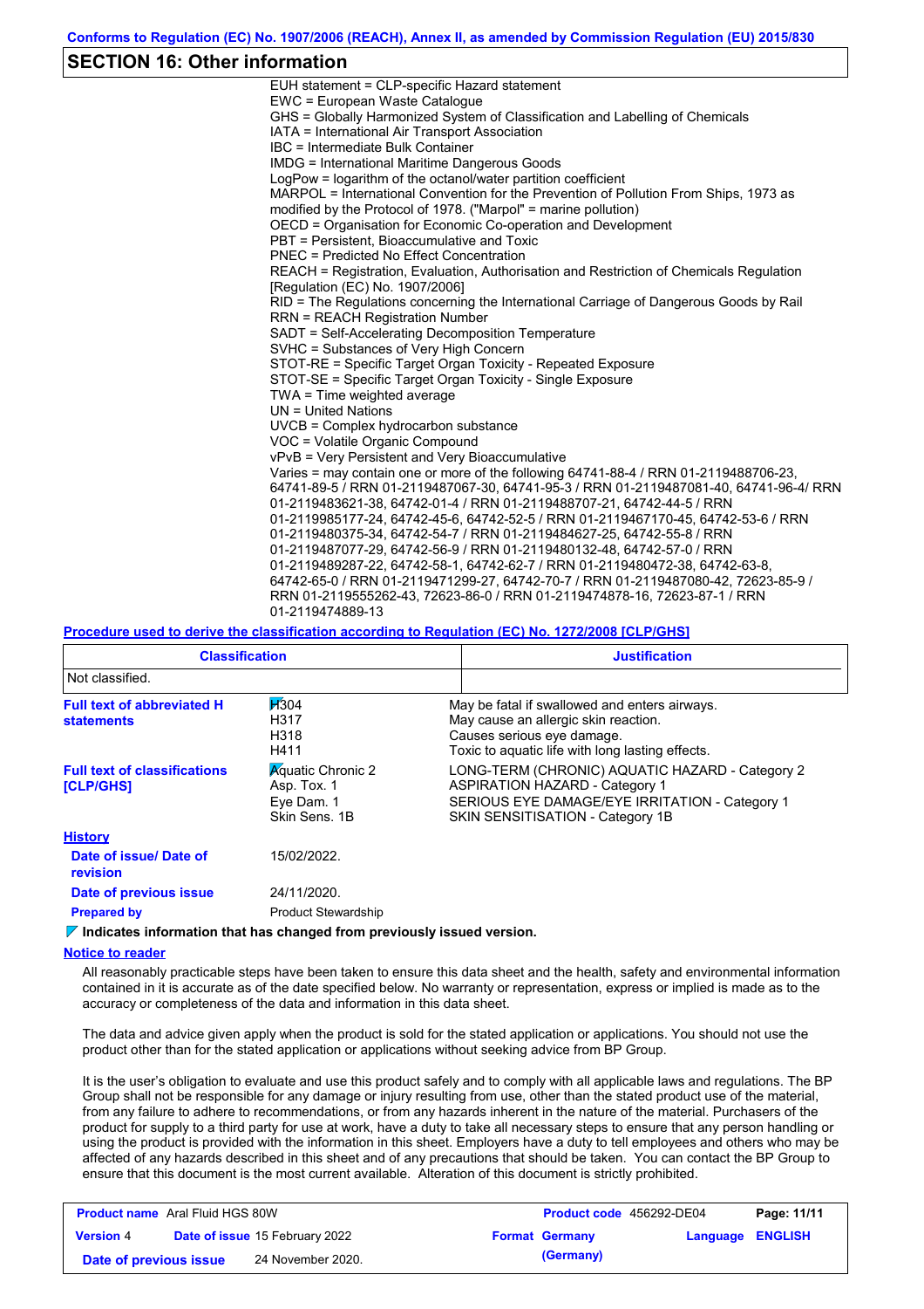## SECTION 16: Other information

EUH statement = CLP-specific Hazard statement
EWC = European Waste Catalogue
GHS = Globally Harmonized System of Classification and Labelling of Chemicals
IATA = International Air Transport Association
IBC = Intermediate Bulk Container
IMDG = International Maritime Dangerous Goods
LogPow = logarithm of the octanol/water partition coefficient
MARPOL = International Convention for the Prevention of Pollution From Ships, 1973 as modified by the Protocol of 1978. ("Marpol" = marine pollution)
OECD = Organisation for Economic Co-operation and Development
PBT = Persistent, Bioaccumulative and Toxic
PNEC = Predicted No Effect Concentration
REACH = Registration, Evaluation, Authorisation and Restriction of Chemicals Regulation [Regulation (EC) No. 1907/2006]
RID = The Regulations concerning the International Carriage of Dangerous Goods by Rail
RRN = REACH Registration Number
SADT = Self-Accelerating Decomposition Temperature
SVHC = Substances of Very High Concern
STOT-RE = Specific Target Organ Toxicity - Repeated Exposure
STOT-SE = Specific Target Organ Toxicity - Single Exposure
TWA = Time weighted average
UN = United Nations
UVCB = Complex hydrocarbon substance
VOC = Volatile Organic Compound
vPvB = Very Persistent and Very Bioaccumulative
Varies = may contain one or more of the following 64741-88-4 / RRN 01-2119488706-23, 64741-89-5 / RRN 01-2119487067-30, 64741-95-3 / RRN 01-2119487081-40, 64741-96-4/ RRN 01-2119483621-38, 64742-01-4 / RRN 01-2119488707-21, 64742-44-5 / RRN 01-2119985177-24, 64742-45-6, 64742-52-5 / RRN 01-2119467170-45, 64742-53-6 / RRN 01-2119480375-34, 64742-54-7 / RRN 01-2119484627-25, 64742-55-8 / RRN 01-2119487077-29, 64742-56-9 / RRN 01-2119480132-48, 64742-57-0 / RRN 01-2119489287-22, 64742-58-1, 64742-62-7 / RRN 01-2119480472-38, 64742-63-8, 64742-65-0 / RRN 01-2119471299-27, 64742-70-7 / RRN 01-2119487080-42, 72623-85-9 / RRN 01-2119555262-43, 72623-86-0 / RRN 01-2119474878-16, 72623-87-1 / RRN 01-2119474889-13

**Procedure used to derive the classification according to Regulation (EC) No. 1272/2008 [CLP/GHS]**

| Classification | Justification |
|---|---|
| Not classified. | |

**Full text of abbreviated H statements**

| | |
|---|---|
| H304 | May be fatal if swallowed and enters airways. |
| H317 | May cause an allergic skin reaction. |
| H318 | Causes serious eye damage. |
| H411 | Toxic to aquatic life with long lasting effects. |

**Full text of classifications [CLP/GHS]**

| | |
|---|---|
| Aquatic Chronic 2 | LONG-TERM (CHRONIC) AQUATIC HAZARD - Category 2 |
| Asp. Tox. 1 | ASPIRATION HAZARD - Category 1 |
| Eye Dam. 1 | SERIOUS EYE DAMAGE/EYE IRRITATION - Category 1 |
| Skin Sens. 1B | SKIN SENSITISATION - Category 1B |

**History**

**Date of issue/ Date of revision:** 15/02/2022.

**Date of previous issue:** 24/11/2020.

**Prepared by:** Product Stewardship

**Indicates information that has changed from previously issued version.**

**Notice to reader**

All reasonably practicable steps have been taken to ensure this data sheet and the health, safety and environmental information contained in it is accurate as of the date specified below. No warranty or representation, express or implied is made as to the accuracy or completeness of the data and information in this data sheet.

The data and advice given apply when the product is sold for the stated application or applications. You should not use the product other than for the stated application or applications without seeking advice from BP Group.

It is the user's obligation to evaluate and use this product safely and to comply with all applicable laws and regulations. The BP Group shall not be responsible for any damage or injury resulting from use, other than the stated product use of the material, from any failure to adhere to recommendations, or from any hazards inherent in the nature of the material. Purchasers of the product for supply to a third party for use at work, have a duty to take all necessary steps to ensure that any person handling or using the product is provided with the information in this sheet. Employers have a duty to tell employees and others who may be affected of any hazards described in this sheet and of any precautions that should be taken. You can contact the BP Group to ensure that this document is the most current available. Alteration of this document is strictly prohibited.